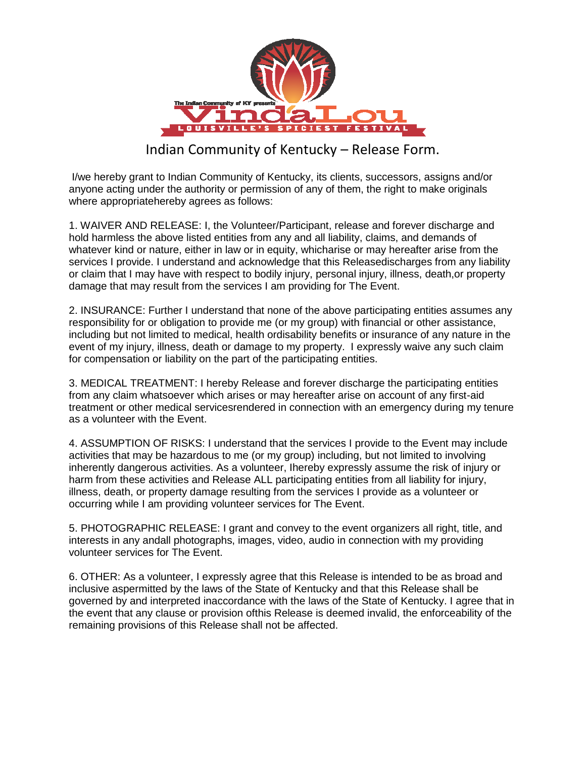# Indian Community of Kentucky – Release Form.

I/we hereby grant to Indian Community of Kentucky, its clients, successors, assigns and/or anyone acting under the authority or permission of any of them, the right to make originals where appropriatehereby agrees as follows:

1. WAIVER AND RELEASE: I, the Volunteer/Participant, release and forever discharge and hold harmless the above listed entities from any and all liability, claims, and demands of whatever kind or nature, either in law or in equity, whicharise or may hereafter arise from the services I provide. I understand and acknowledge that this Releasedischarges from any liability or claim that I may have with respect to bodily injury, personal injury, illness, death,or property damage that may result from the services I am providing for The Event.

2. INSURANCE: Further I understand that none of the above participating entities assumes any responsibility for or obligation to provide me (or my group) with financial or other assistance, including but not limited to medical, health ordisability benefits or insurance of any nature in the event of my injury, illness, death or damage to my property. I expressly waive any such claim for compensation or liability on the part of the participating entities.

3. MEDICAL TREATMENT: I hereby Release and forever discharge the participating entities from any claim whatsoever which arises or may hereafter arise on account of any first-aid treatment or other medical servicesrendered in connection with an emergency during my tenure as a volunteer with the Event.

4. ASSUMPTION OF RISKS: I understand that the services I provide to the Event may include activities that may be hazardous to me (or my group) including, but not limited to involving inherently dangerous activities. As a volunteer, Ihereby expressly assume the risk of injury or harm from these activities and Release ALL participating entities from all liability for injury, illness, death, or property damage resulting from the services I provide as a volunteer or occurring while I am providing volunteer services for The Event.

5. PHOTOGRAPHIC RELEASE: I grant and convey to the event organizers all right, title, and interests in any andall photographs, images, video, audio in connection with my providing volunteer services for The Event.

6. OTHER: As a volunteer, I expressly agree that this Release is intended to be as broad and inclusive aspermitted by the laws of the State of Kentucky and that this Release shall be governed by and interpreted inaccordance with the laws of the State of Kentucky. I agree that in the event that any clause or provision ofthis Release is deemed invalid, the enforceability of the remaining provisions of this Release shall not be affected.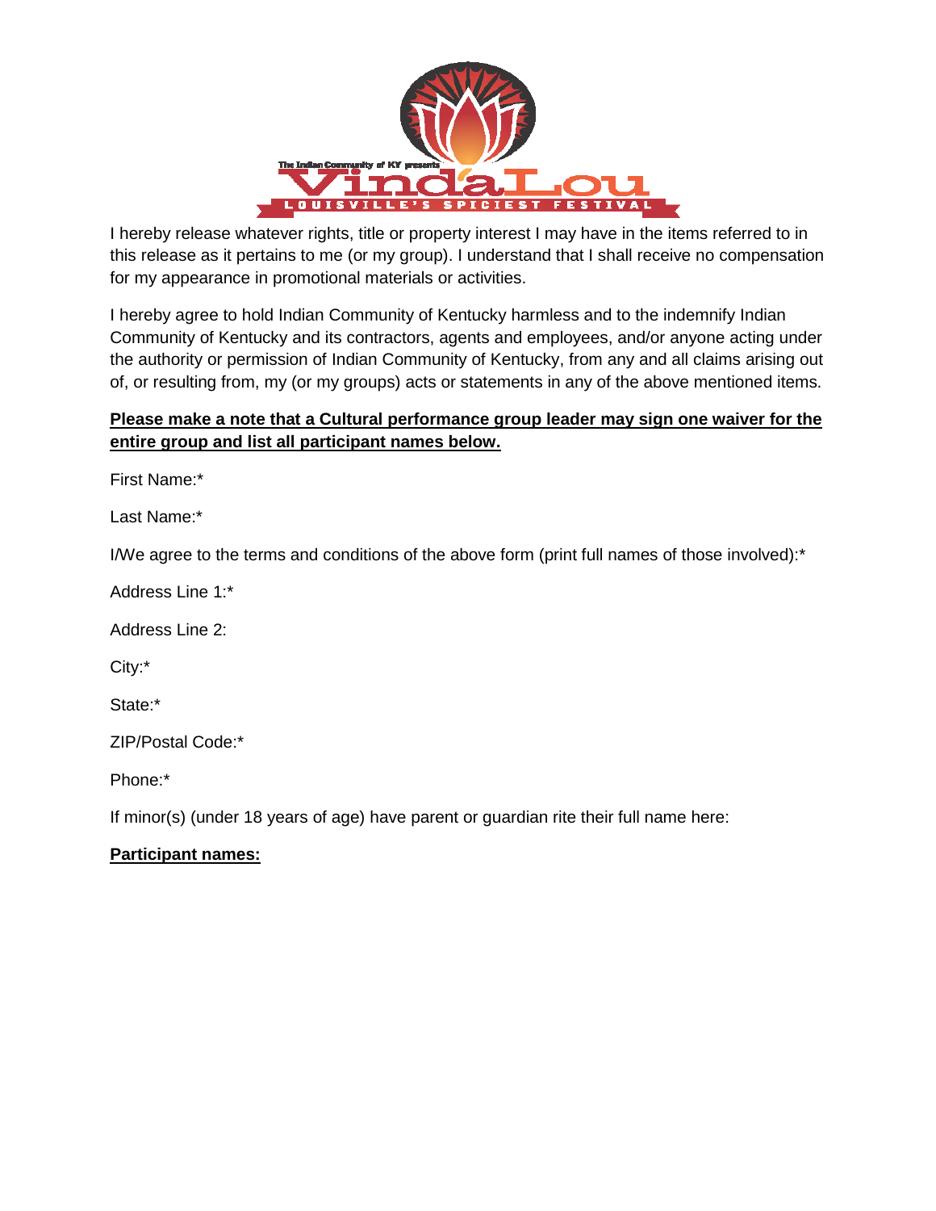I hereby release whatever rights, title or property interest I may have in the items referred to in this release as it pertains to me (or my group). I understand that I shall receive no compensation for my appearance in promotional materials or activities.

I hereby agree to hold Indian Community of Kentucky harmless and to the indemnify Indian Community of Kentucky and its contractors, agents and employees, and/or anyone acting under the authority or permission of Indian Community of Kentucky, from any and all claims arising out of, or resulting from, my (or my groups) acts or statements in any of the above mentioned items.

**Please make a note that a Cultural performance group leader may sign one waiver for the entire group and list all participant names below.**

First Name:*

Last Name:*

I/We agree to the terms and conditions of the above form (print full names of those involved):*

Address Line 1:*

Address Line 2:

City:*

State:*

ZIP/Postal Code:*

Phone:*

If minor(s) (under 18 years of age) have parent or guardian rite their full name here:

**Participant names:**